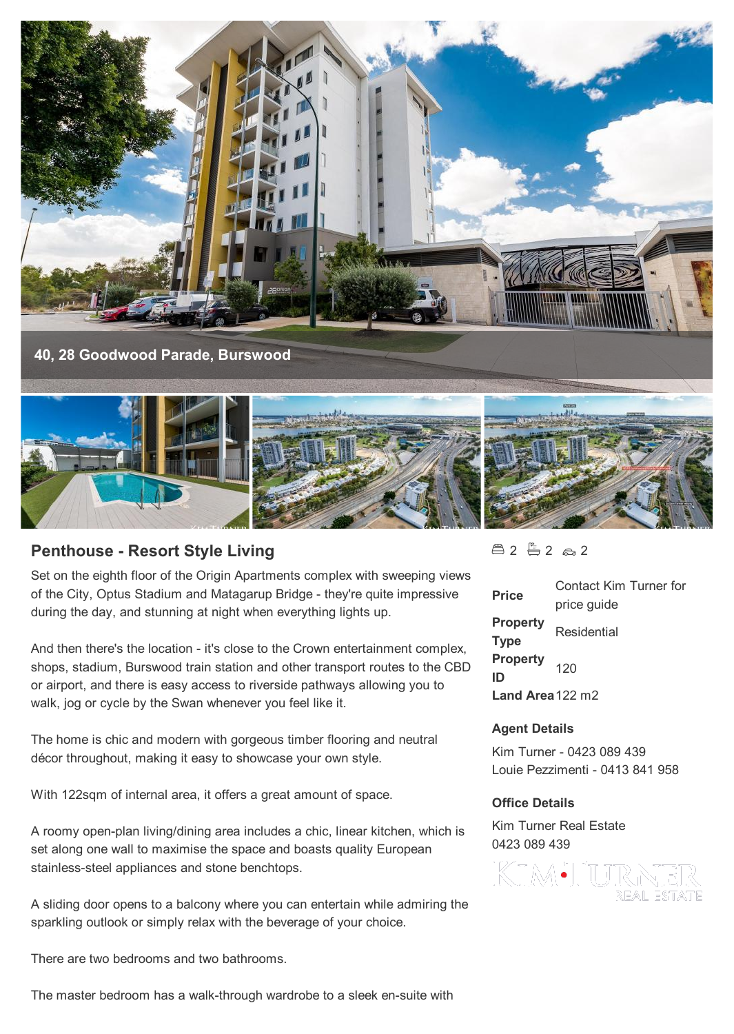40, 28 Goodwood Parade, Burswood

## Penthouse - Resort Style Living

Set on the eighth floor of the Origin Apartments complex with sweeping views of the City, Optus Stadium and Matagarup Bridge - they're quite impressive during the day, and stunning at night when everything lights up.

And then there's the location - it's close to the Crown entertainment complex, shops, stadium, Burswood train station and other transport routes to the CBD or airport, and there is easy access to riverside pathways allowing you to walk, jog or cycle by the Swan whenever you feel like it.

The home is chic and modern with gorgeous timber flooring and neutral décor throughout, making it easy to showcase your own style.

With 122sqm of internal area, it offers a great amount of space.

A roomy open-plan living/dining area includes a chic, linear kitchen, which is set along one wall to maximise the space and boasts quality European stainless-steel appliances and stone benchtops.

A sliding door opens to a balcony where you can entertain while admiring the sparkling outlook or simply relax with the beverage of your choice.

There are two bedrooms and two bathrooms.

The master bedroom has a walk-through wardrobe to a sleek en-suite with

2 2 2

| | |
|---|---|
| **Price** | Contact Kim Turner for price guide |
| **Property Type** | Residential |
| **Property ID** | 120 |
| **Land Area** | 122 m2 |

**Agent Details**

Kim Turner - 0423 089 439
Louie Pezzimenti - 0413 841 958

**Office Details**

Kim Turner Real Estate
0423 089 439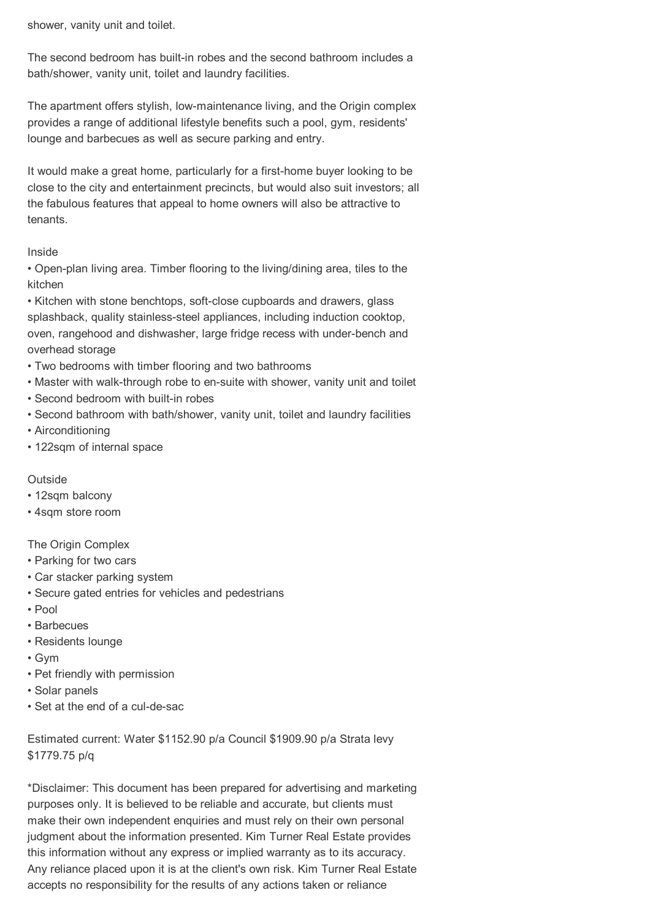shower, vanity unit and toilet.

The second bedroom has built-in robes and the second bathroom includes a bath/shower, vanity unit, toilet and laundry facilities.

The apartment offers stylish, low-maintenance living, and the Origin complex provides a range of additional lifestyle benefits such a pool, gym, residents' lounge and barbecues as well as secure parking and entry.

It would make a great home, particularly for a first-home buyer looking to be close to the city and entertainment precincts, but would also suit investors; all the fabulous features that appeal to home owners will also be attractive to tenants.

Inside

- Open-plan living area. Timber flooring to the living/dining area, tiles to the kitchen
- Kitchen with stone benchtops, soft-close cupboards and drawers, glass splashback, quality stainless-steel appliances, including induction cooktop, oven, rangehood and dishwasher, large fridge recess with under-bench and overhead storage
- Two bedrooms with timber flooring and two bathrooms
- Master with walk-through robe to en-suite with shower, vanity unit and toilet
- Second bedroom with built-in robes
- Second bathroom with bath/shower, vanity unit, toilet and laundry facilities
- Airconditioning
- 122sqm of internal space

Outside

- 12sqm balcony
- 4sqm store room

The Origin Complex

- Parking for two cars
- Car stacker parking system
- Secure gated entries for vehicles and pedestrians
- Pool
- Barbecues
- Residents lounge
- Gym
- Pet friendly with permission
- Solar panels
- Set at the end of a cul-de-sac

Estimated current: Water $1152.90 p/a Council $1909.90 p/a Strata levy $1779.75 p/q

*Disclaimer: This document has been prepared for advertising and marketing purposes only. It is believed to be reliable and accurate, but clients must make their own independent enquiries and must rely on their own personal judgment about the information presented. Kim Turner Real Estate provides this information without any express or implied warranty as to its accuracy. Any reliance placed upon it is at the client's own risk. Kim Turner Real Estate accepts no responsibility for the results of any actions taken or reliance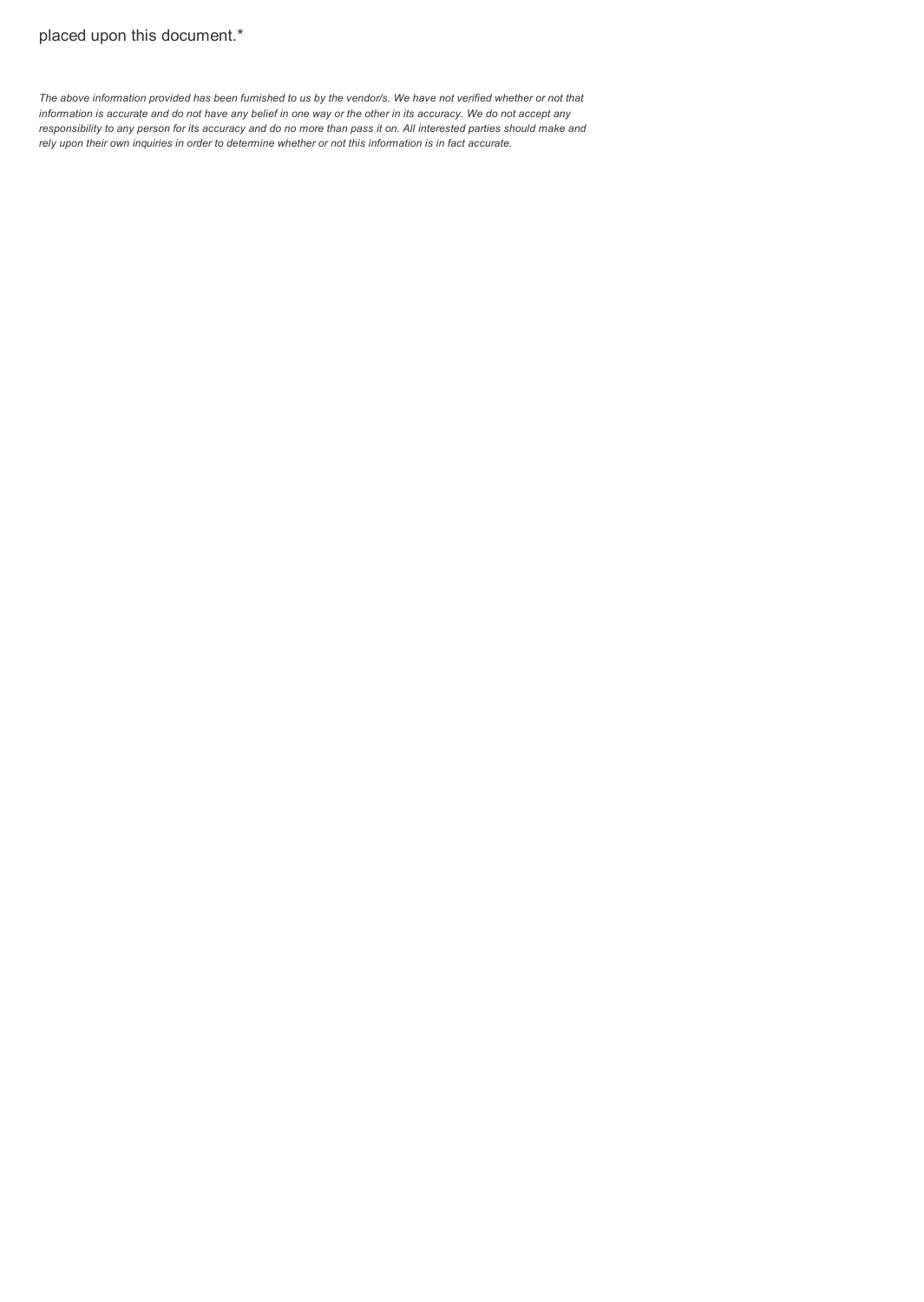placed upon this document.*

*The above information provided has been furnished to us by the vendor/s. We have not verified whether or not that information is accurate and do not have any belief in one way or the other in its accuracy. We do not accept any responsibility to any person for its accuracy and do no more than pass it on. All interested parties should make and rely upon their own inquiries in order to determine whether or not this information is in fact accurate.*